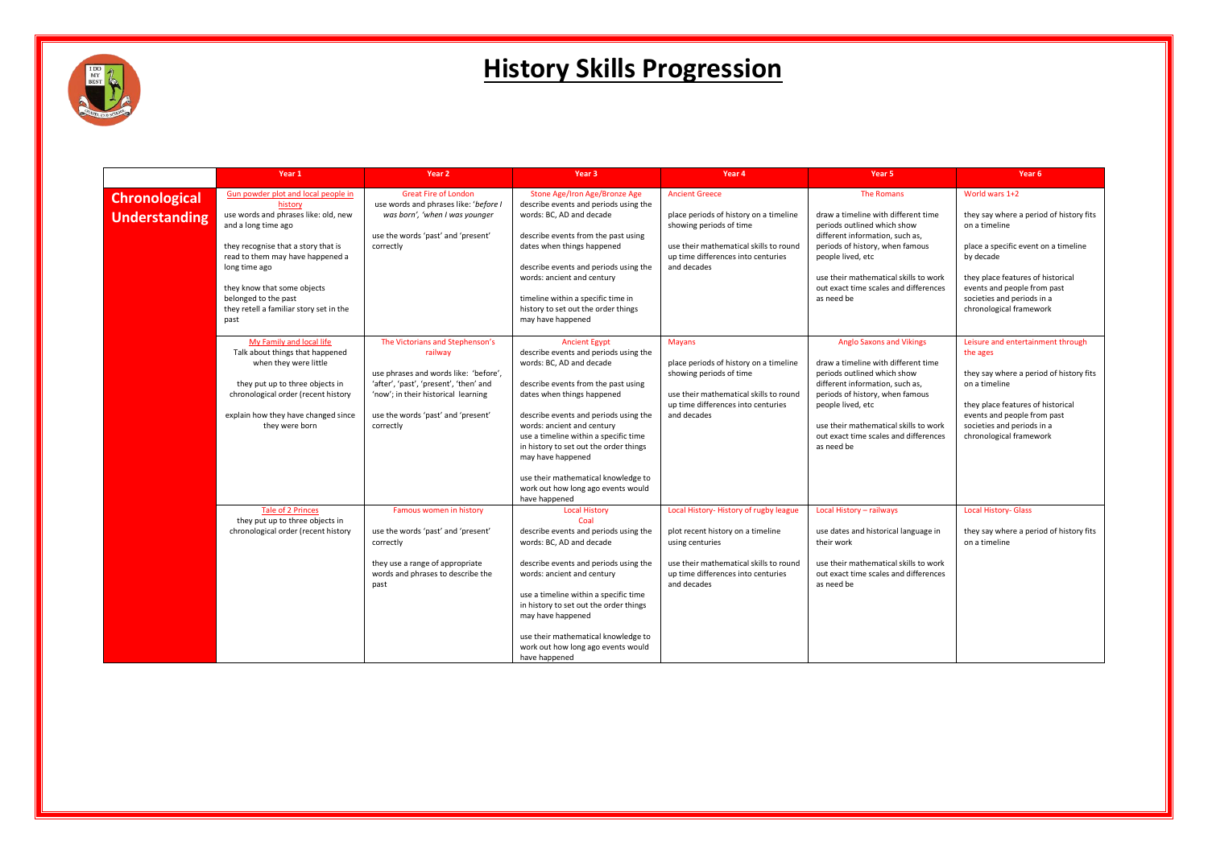# History Skills Progression

| | Year 1 | Year 2 | Year 3 | Year 4 | Year 5 | Year 6 |
|---|---|---|---|---|---|---|
| **Chronological Understanding** | Gun powder plot and local people in history<br>use words and phrases like: old, new and a long time ago<br><br>they recognise that a story that is read to them may have happened a long time ago<br><br>they know that some objects belonged to the past<br>they retell a familiar story set in the past | Great Fire of London<br>use words and phrases like: '*before I was born*', '*when I was younger*<br><br>use the words 'past' and 'present' correctly | Stone Age/Iron Age/Bronze Age<br>describe events and periods using the words: BC, AD and decade<br><br>describe events from the past using dates when things happened<br><br>describe events and periods using the words: ancient and century<br><br>timeline within a specific time in history to set out the order things may have happened | Ancient Greece<br><br>place periods of history on a timeline showing periods of time<br><br>use their mathematical skills to round up time differences into centuries and decades | The Romans<br><br>draw a timeline with different time periods outlined which show different information, such as, periods of history, when famous people lived, etc<br><br>use their mathematical skills to work out exact time scales and differences as need be | World wars 1+2<br><br>they say where a period of history fits on a timeline<br><br>place a specific event on a timeline by decade<br><br>they place features of historical events and people from past societies and periods in a chronological framework |
| | My Family and local life<br>Talk about things that happened when they were little<br><br>they put up to three objects in chronological order (recent history<br><br>explain how they have changed since they were born | The Victorians and Stephenson's railway<br><br>use phrases and words like: 'before', 'after', 'past', 'present', 'then' and 'now'; in their historical learning<br><br>use the words 'past' and 'present' correctly | Ancient Egypt<br>describe events and periods using the words: BC, AD and decade<br><br>describe events from the past using dates when things happened<br><br>describe events and periods using the words: ancient and century<br>use a timeline within a specific time in history to set out the order things may have happened<br><br>use their mathematical knowledge to work out how long ago events would have happened | Mayans<br><br>place periods of history on a timeline showing periods of time<br><br>use their mathematical skills to round up time differences into centuries and decades | Anglo Saxons and Vikings<br><br>draw a timeline with different time periods outlined which show different information, such as, periods of history, when famous people lived, etc<br><br>use their mathematical skills to work out exact time scales and differences as need be | Leisure and entertainment through the ages<br><br>they say where a period of history fits on a timeline<br><br>they place features of historical events and people from past societies and periods in a chronological framework |
| | Tale of 2 Princes<br>they put up to three objects in chronological order (recent history | Famous women in history<br><br>use the words 'past' and 'present' correctly<br><br>they use a range of appropriate words and phrases to describe the past | Local History<br>Coal<br>describe events and periods using the words: BC, AD and decade<br><br>describe events and periods using the words: ancient and century<br><br>use a timeline within a specific time in history to set out the order things may have happened<br><br>use their mathematical knowledge to work out how long ago events would have happened | Local History- History of rugby league<br><br>plot recent history on a timeline using centuries<br><br>use their mathematical skills to round up time differences into centuries and decades | Local History – railways<br><br>use dates and historical language in their work<br><br>use their mathematical skills to work out exact time scales and differences as need be | Local History- Glass<br><br>they say where a period of history fits on a timeline |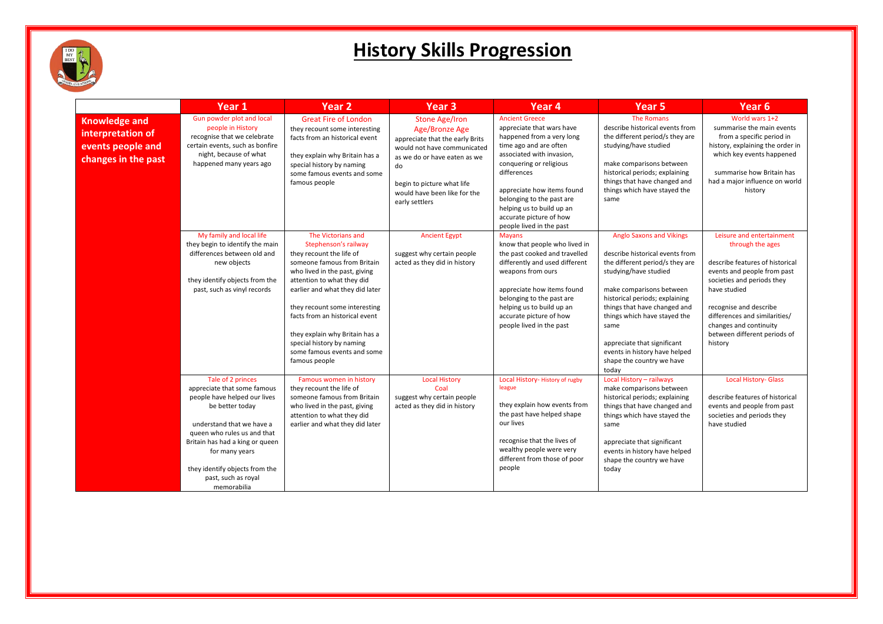# History Skills Progression

| | Year 1 | Year 2 | Year 3 | Year 4 | Year 5 | Year 6 |
|---|---|---|---|---|---|---|
| **Knowledge and interpretation of events people and changes in the past** | Gun powder plot and local people in History<br>recognise that we celebrate certain events, such as bonfire night, because of what happened many years ago | Great Fire of London<br>they recount some interesting facts from an historical event<br><br>they explain why Britain has a special history by naming some famous events and some famous people | Stone Age/Iron Age/Bronze Age<br>appreciate that the early Brits would not have communicated as we do or have eaten as we do<br><br>begin to picture what life would have been like for the early settlers | Ancient Greece<br>appreciate that wars have happened from a very long time ago and are often associated with invasion, conquering or religious differences<br><br>appreciate how items found belonging to the past are helping us to build up an accurate picture of how people lived in the past | The Romans<br>describe historical events from the different period/s they are studying/have studied<br><br>make comparisons between historical periods; explaining things that have changed and things which have stayed the same | World wars 1+2<br>summarise the main events from a specific period in history, explaining the order in which key events happened<br><br>summarise how Britain has had a major influence on world history |
| | My family and local life<br>they begin to identify the main differences between old and new objects<br><br>they identify objects from the past, such as vinyl records | The Victorians and Stephenson's railway<br>they recount the life of someone famous from Britain who lived in the past, giving attention to what they did earlier and what they did later<br><br>they recount some interesting facts from an historical event<br><br>they explain why Britain has a special history by naming some famous events and some famous people | Ancient Egypt<br><br>suggest why certain people acted as they did in history | Mayans<br>know that people who lived in the past cooked and travelled differently and used different weapons from ours<br><br>appreciate how items found belonging to the past are helping us to build up an accurate picture of how people lived in the past | Anglo Saxons and Vikings<br><br>describe historical events from the different period/s they are studying/have studied<br><br>make comparisons between historical periods; explaining things that have changed and things which have stayed the same<br><br>appreciate that significant events in history have helped shape the country we have today | Leisure and entertainment through the ages<br><br>describe features of historical events and people from past societies and periods they have studied<br><br>recognise and describe differences and similarities/ changes and continuity between different periods of history |
| | Tale of 2 princes<br>appreciate that some famous people have helped our lives be better today<br><br>understand that we have a queen who rules us and that Britain has had a king or queen for many years<br><br>they identify objects from the past, such as royal memorabilia | Famous women in history<br>they recount the life of someone famous from Britain who lived in the past, giving attention to what they did earlier and what they did later | Local History<br>Coal<br>suggest why certain people acted as they did in history | Local History- History of rugby league<br><br>they explain how events from the past have helped shape our lives<br><br>recognise that the lives of wealthy people were very different from those of poor people | Local History – railways<br>make comparisons between historical periods; explaining things that have changed and things which have stayed the same<br><br>appreciate that significant events in history have helped shape the country we have today | Local History- Glass<br><br>describe features of historical events and people from past societies and periods they have studied |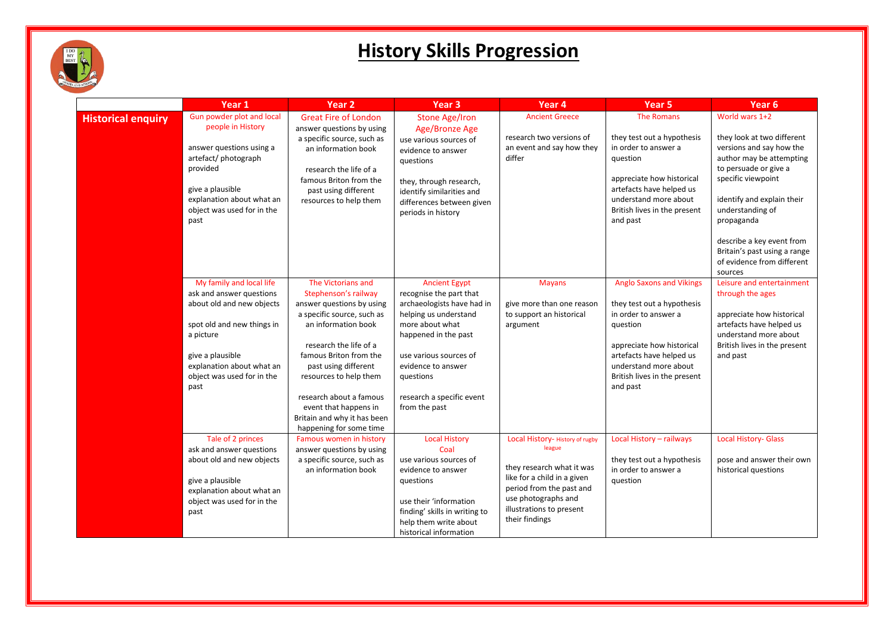# History Skills Progression

| | Year 1 | Year 2 | Year 3 | Year 4 | Year 5 | Year 6 |
|---|---|---|---|---|---|---|
| **Historical enquiry** | Gun powder plot and local people in History<br><br>answer questions using a artefact/ photograph provided<br><br>give a plausible explanation about what an object was used for in the past | Great Fire of London<br>answer questions by using a specific source, such as an information book<br><br>research the life of a famous Briton from the past using different resources to help them | Stone Age/Iron Age/Bronze Age<br>use various sources of evidence to answer questions<br><br>they, through research, identify similarities and differences between given periods in history | Ancient Greece<br><br>research two versions of an event and say how they differ | The Romans<br><br>they test out a hypothesis in order to answer a question<br><br>appreciate how historical artefacts have helped us understand more about British lives in the present and past | World wars 1+2<br><br>they look at two different versions and say how the author may be attempting to persuade or give a specific viewpoint<br><br>identify and explain their understanding of propaganda<br><br>describe a key event from Britain's past using a range of evidence from different sources |
| | My family and local life<br>ask and answer questions about old and new objects<br><br>spot old and new things in a picture<br><br>give a plausible explanation about what an object was used for in the past | The Victorians and Stephenson's railway<br>answer questions by using a specific source, such as an information book<br><br>research the life of a famous Briton from the past using different resources to help them<br><br>research about a famous event that happens in Britain and why it has been happening for some time | Ancient Egypt<br>recognise the part that archaeologists have had in helping us understand more about what happened in the past<br><br>use various sources of evidence to answer questions<br><br>research a specific event from the past | Mayans<br><br>give more than one reason to support an historical argument | Anglo Saxons and Vikings<br><br>they test out a hypothesis in order to answer a question<br><br>appreciate how historical artefacts have helped us understand more about British lives in the present and past | Leisure and entertainment through the ages<br><br>appreciate how historical artefacts have helped us understand more about British lives in the present and past |
| | Tale of 2 princes<br>ask and answer questions about old and new objects<br><br>give a plausible explanation about what an object was used for in the past | Famous women in history<br>answer questions by using a specific source, such as an information book | Local History<br>Coal<br>use various sources of evidence to answer questions<br><br>use their 'information finding' skills in writing to help them write about historical information | Local History- History of rugby league<br><br>they research what it was like for a child in a given period from the past and use photographs and illustrations to present their findings | Local History – railways<br><br>they test out a hypothesis in order to answer a question | Local History- Glass<br><br>pose and answer their own historical questions |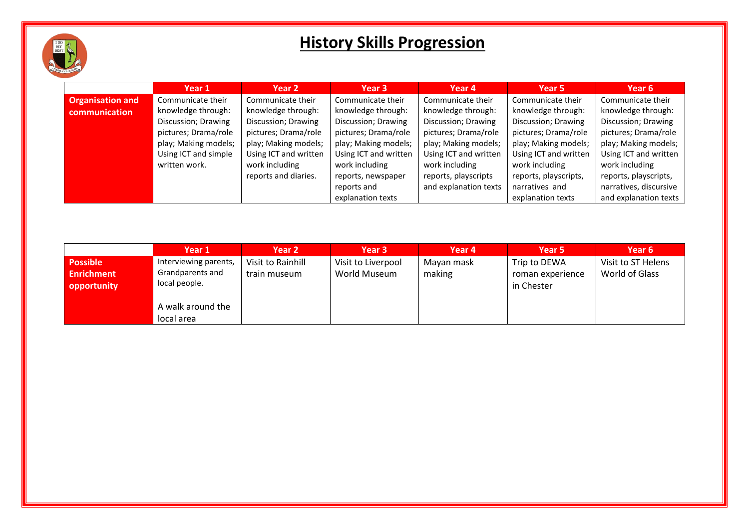# History Skills Progression

| | Year 1 | Year 2 | Year 3 | Year 4 | Year 5 | Year 6 |
|---|---|---|---|---|---|---|
| **Organisation and communication** | Communicate their knowledge through: Discussion; Drawing pictures; Drama/role play; Making models; Using ICT and simple written work. | Communicate their knowledge through: Discussion; Drawing pictures; Drama/role play; Making models; Using ICT and written work including reports and diaries. | Communicate their knowledge through: Discussion; Drawing pictures; Drama/role play; Making models; Using ICT and written work including reports, newspaper reports and explanation texts | Communicate their knowledge through: Discussion; Drawing pictures; Drama/role play; Making models; Using ICT and written work including reports, playscripts and explanation texts | Communicate their knowledge through: Discussion; Drawing pictures; Drama/role play; Making models; Using ICT and written work including reports, playscripts, narratives and explanation texts | Communicate their knowledge through: Discussion; Drawing pictures; Drama/role play; Making models; Using ICT and written work including reports, playscripts, narratives, discursive and explanation texts |

| | Year 1 | Year 2 | Year 3 | Year 4 | Year 5 | Year 6 |
|---|---|---|---|---|---|---|
| **Possible Enrichment opportunity** | Interviewing parents, Grandparents and local people.<br><br>A walk around the local area | Visit to Rainhill train museum | Visit to Liverpool World Museum | Mayan mask making | Trip to DEWA roman experience in Chester | Visit to ST Helens World of Glass |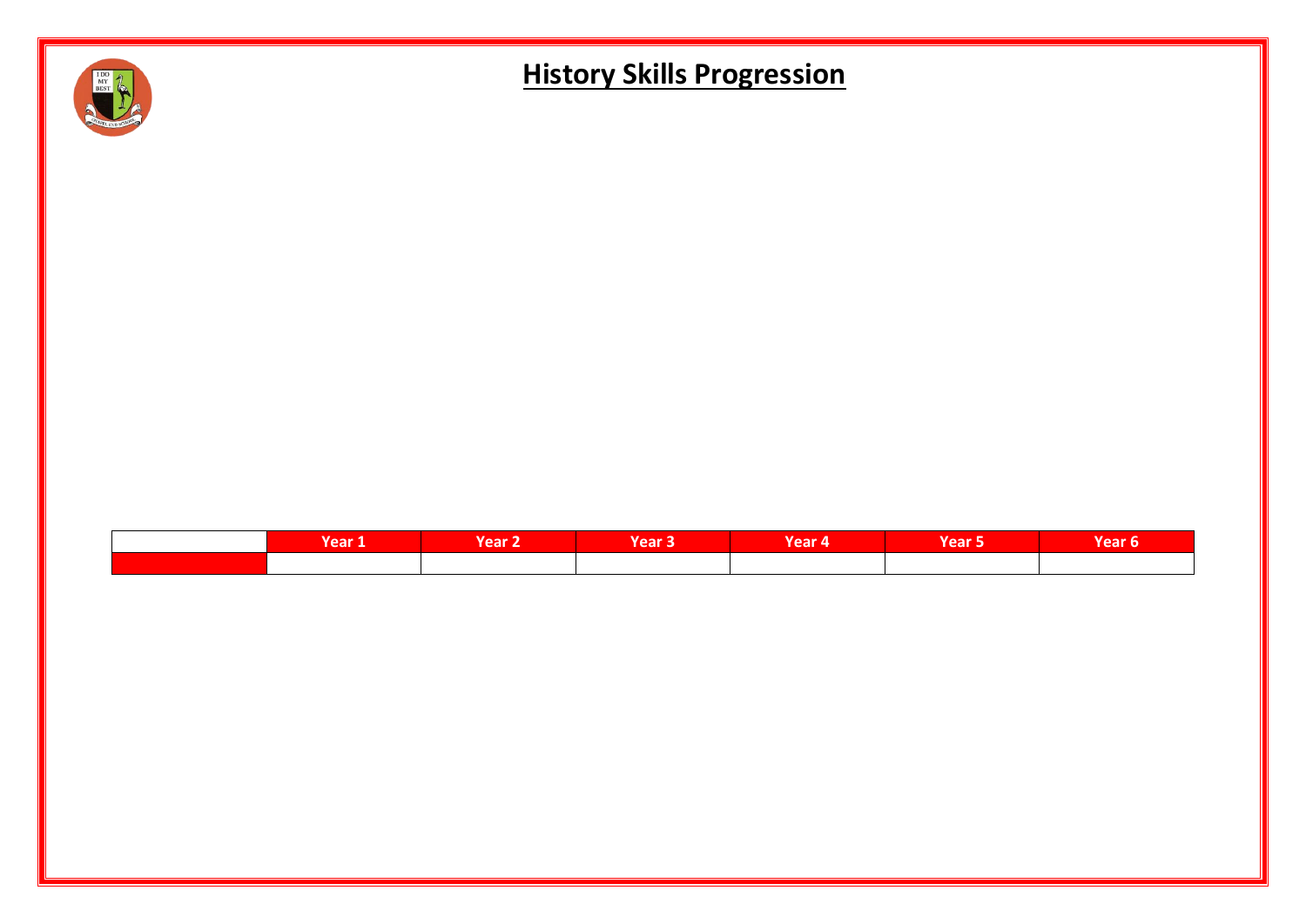# History Skills Progression

| | Year 1 | Year 2 | Year 3 | Year 4 | Year 5 | Year 6 |
|---|---|---|---|---|---|---|
| | | | | | | |